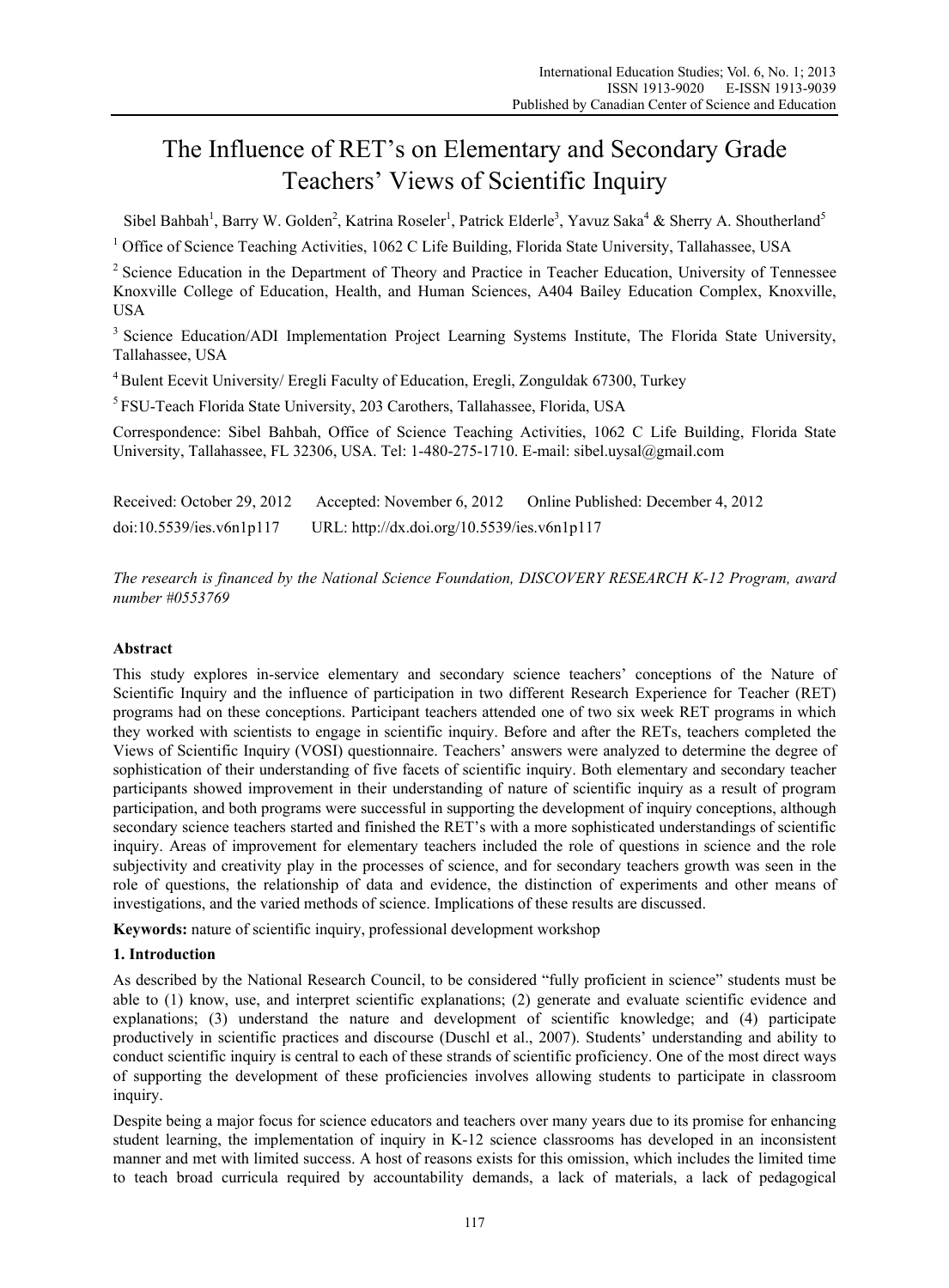# The Influence of RET's on Elementary and Secondary Grade Teachers' Views of Scientific Inquiry

Sibel Bahbah[1], Barry W. Golden[2], Katrina Roseler[1], Patrick Elderle[3], Yavuz Saka[4] & Sherry A. Shoutherland[5]

[1] Office of Science Teaching Activities, 1062 C Life Building, Florida State University, Tallahassee, USA

[2] Science Education in the Department of Theory and Practice in Teacher Education, University of Tennessee Knoxville College of Education, Health, and Human Sciences, A404 Bailey Education Complex, Knoxville, USA

[3] Science Education/ADI Implementation Project Learning Systems Institute, The Florida State University, Tallahassee, USA

[4] Bulent Ecevit University/ Eregli Faculty of Education, Eregli, Zonguldak 67300, Turkey

[5] FSU-Teach Florida State University, 203 Carothers, Tallahassee, Florida, USA

Correspondence: Sibel Bahbah, Office of Science Teaching Activities, 1062 C Life Building, Florida State University, Tallahassee, FL 32306, USA. Tel: 1-480-275-1710. E-mail: sibel.uysal@gmail.com

Received: October 29, 2012 Accepted: November 6, 2012 Online Published: December 4, 2012

doi:10.5539/ies.v6n1p117 URL: http://dx.doi.org/10.5539/ies.v6n1p117

*The research is financed by the National Science Foundation, DISCOVERY RESEARCH K-12 Program, award number #0553769*

## Abstract

This study explores in-service elementary and secondary science teachers' conceptions of the Nature of Scientific Inquiry and the influence of participation in two different Research Experience for Teacher (RET) programs had on these conceptions. Participant teachers attended one of two six week RET programs in which they worked with scientists to engage in scientific inquiry. Before and after the RETs, teachers completed the Views of Scientific Inquiry (VOSI) questionnaire. Teachers' answers were analyzed to determine the degree of sophistication of their understanding of five facets of scientific inquiry. Both elementary and secondary teacher participants showed improvement in their understanding of nature of scientific inquiry as a result of program participation, and both programs were successful in supporting the development of inquiry conceptions, although secondary science teachers started and finished the RET's with a more sophisticated understandings of scientific inquiry. Areas of improvement for elementary teachers included the role of questions in science and the role subjectivity and creativity play in the processes of science, and for secondary teachers growth was seen in the role of questions, the relationship of data and evidence, the distinction of experiments and other means of investigations, and the varied methods of science. Implications of these results are discussed.

**Keywords:** nature of scientific inquiry, professional development workshop

## 1. Introduction

As described by the National Research Council, to be considered "fully proficient in science" students must be able to (1) know, use, and interpret scientific explanations; (2) generate and evaluate scientific evidence and explanations; (3) understand the nature and development of scientific knowledge; and (4) participate productively in scientific practices and discourse (Duschl et al., 2007). Students' understanding and ability to conduct scientific inquiry is central to each of these strands of scientific proficiency. One of the most direct ways of supporting the development of these proficiencies involves allowing students to participate in classroom inquiry.

Despite being a major focus for science educators and teachers over many years due to its promise for enhancing student learning, the implementation of inquiry in K-12 science classrooms has developed in an inconsistent manner and met with limited success. A host of reasons exists for this omission, which includes the limited time to teach broad curricula required by accountability demands, a lack of materials, a lack of pedagogical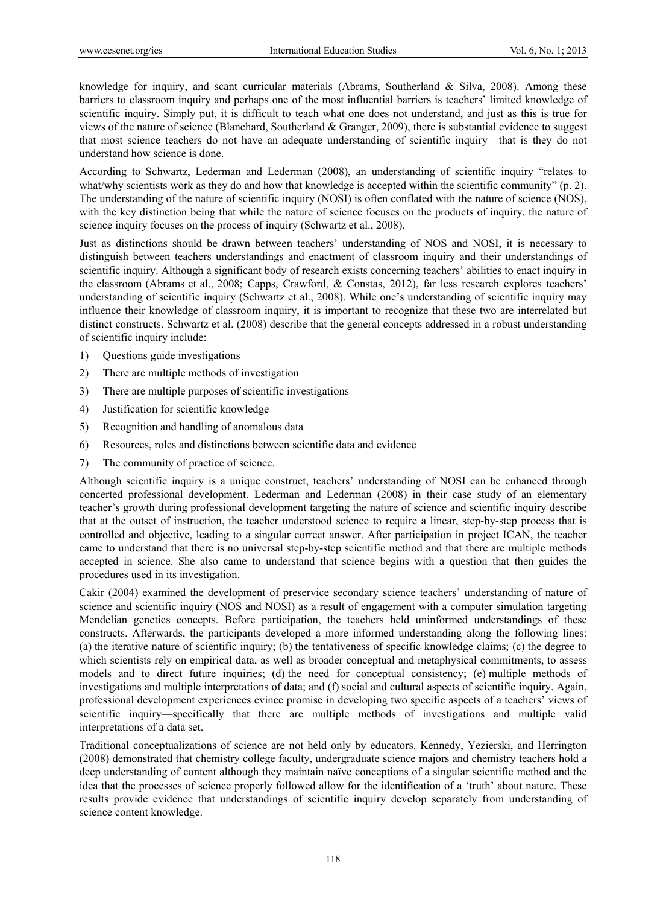knowledge for inquiry, and scant curricular materials (Abrams, Southerland & Silva, 2008). Among these barriers to classroom inquiry and perhaps one of the most influential barriers is teachers' limited knowledge of scientific inquiry. Simply put, it is difficult to teach what one does not understand, and just as this is true for views of the nature of science (Blanchard, Southerland & Granger, 2009), there is substantial evidence to suggest that most science teachers do not have an adequate understanding of scientific inquiry—that is they do not understand how science is done.

According to Schwartz, Lederman and Lederman (2008), an understanding of scientific inquiry "relates to what/why scientists work as they do and how that knowledge is accepted within the scientific community" (p. 2). The understanding of the nature of scientific inquiry (NOSI) is often conflated with the nature of science (NOS), with the key distinction being that while the nature of science focuses on the products of inquiry, the nature of science inquiry focuses on the process of inquiry (Schwartz et al., 2008).

Just as distinctions should be drawn between teachers' understanding of NOS and NOSI, it is necessary to distinguish between teachers understandings and enactment of classroom inquiry and their understandings of scientific inquiry. Although a significant body of research exists concerning teachers' abilities to enact inquiry in the classroom (Abrams et al., 2008; Capps, Crawford, & Constas, 2012), far less research explores teachers' understanding of scientific inquiry (Schwartz et al., 2008). While one's understanding of scientific inquiry may influence their knowledge of classroom inquiry, it is important to recognize that these two are interrelated but distinct constructs. Schwartz et al. (2008) describe that the general concepts addressed in a robust understanding of scientific inquiry include:

1) Questions guide investigations
2) There are multiple methods of investigation
3) There are multiple purposes of scientific investigations
4) Justification for scientific knowledge
5) Recognition and handling of anomalous data
6) Resources, roles and distinctions between scientific data and evidence
7) The community of practice of science.

Although scientific inquiry is a unique construct, teachers' understanding of NOSI can be enhanced through concerted professional development. Lederman and Lederman (2008) in their case study of an elementary teacher's growth during professional development targeting the nature of science and scientific inquiry describe that at the outset of instruction, the teacher understood science to require a linear, step-by-step process that is controlled and objective, leading to a singular correct answer. After participation in project ICAN, the teacher came to understand that there is no universal step-by-step scientific method and that there are multiple methods accepted in science. She also came to understand that science begins with a question that then guides the procedures used in its investigation.

Cakir (2004) examined the development of preservice secondary science teachers' understanding of nature of science and scientific inquiry (NOS and NOSI) as a result of engagement with a computer simulation targeting Mendelian genetics concepts. Before participation, the teachers held uninformed understandings of these constructs. Afterwards, the participants developed a more informed understanding along the following lines: (a) the iterative nature of scientific inquiry; (b) the tentativeness of specific knowledge claims; (c) the degree to which scientists rely on empirical data, as well as broader conceptual and metaphysical commitments, to assess models and to direct future inquiries; (d) the need for conceptual consistency; (e) multiple methods of investigations and multiple interpretations of data; and (f) social and cultural aspects of scientific inquiry. Again, professional development experiences evince promise in developing two specific aspects of a teachers' views of scientific inquiry—specifically that there are multiple methods of investigations and multiple valid interpretations of a data set.

Traditional conceptualizations of science are not held only by educators. Kennedy, Yezierski, and Herrington (2008) demonstrated that chemistry college faculty, undergraduate science majors and chemistry teachers hold a deep understanding of content although they maintain naïve conceptions of a singular scientific method and the idea that the processes of science properly followed allow for the identification of a 'truth' about nature. These results provide evidence that understandings of scientific inquiry develop separately from understanding of science content knowledge.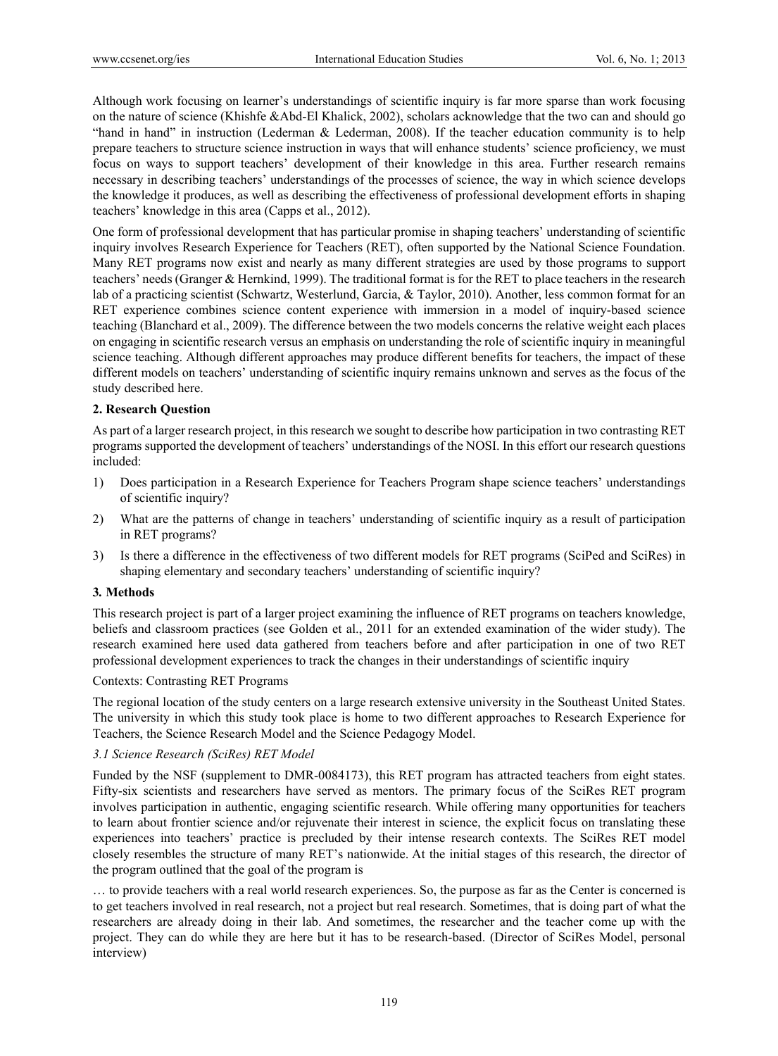Although work focusing on learner's understandings of scientific inquiry is far more sparse than work focusing on the nature of science (Khishfe &Abd-El Khalick, 2002), scholars acknowledge that the two can and should go "hand in hand" in instruction (Lederman & Lederman, 2008). If the teacher education community is to help prepare teachers to structure science instruction in ways that will enhance students' science proficiency, we must focus on ways to support teachers' development of their knowledge in this area. Further research remains necessary in describing teachers' understandings of the processes of science, the way in which science develops the knowledge it produces, as well as describing the effectiveness of professional development efforts in shaping teachers' knowledge in this area (Capps et al., 2012).

One form of professional development that has particular promise in shaping teachers' understanding of scientific inquiry involves Research Experience for Teachers (RET), often supported by the National Science Foundation. Many RET programs now exist and nearly as many different strategies are used by those programs to support teachers' needs (Granger & Hernkind, 1999). The traditional format is for the RET to place teachers in the research lab of a practicing scientist (Schwartz, Westerlund, Garcia, & Taylor, 2010). Another, less common format for an RET experience combines science content experience with immersion in a model of inquiry-based science teaching (Blanchard et al., 2009). The difference between the two models concerns the relative weight each places on engaging in scientific research versus an emphasis on understanding the role of scientific inquiry in meaningful science teaching. Although different approaches may produce different benefits for teachers, the impact of these different models on teachers' understanding of scientific inquiry remains unknown and serves as the focus of the study described here.

## 2. Research Question

As part of a larger research project, in this research we sought to describe how participation in two contrasting RET programs supported the development of teachers' understandings of the NOSI. In this effort our research questions included:

1) Does participation in a Research Experience for Teachers Program shape science teachers' understandings of scientific inquiry?
2) What are the patterns of change in teachers' understanding of scientific inquiry as a result of participation in RET programs?
3) Is there a difference in the effectiveness of two different models for RET programs (SciPed and SciRes) in shaping elementary and secondary teachers' understanding of scientific inquiry?

## 3. Methods

This research project is part of a larger project examining the influence of RET programs on teachers knowledge, beliefs and classroom practices (see Golden et al., 2011 for an extended examination of the wider study). The research examined here used data gathered from teachers before and after participation in one of two RET professional development experiences to track the changes in their understandings of scientific inquiry

Contexts: Contrasting RET Programs

The regional location of the study centers on a large research extensive university in the Southeast United States. The university in which this study took place is home to two different approaches to Research Experience for Teachers, the Science Research Model and the Science Pedagogy Model.

### *3.1 Science Research (SciRes) RET Model*

Funded by the NSF (supplement to DMR-0084173), this RET program has attracted teachers from eight states. Fifty-six scientists and researchers have served as mentors. The primary focus of the SciRes RET program involves participation in authentic, engaging scientific research. While offering many opportunities for teachers to learn about frontier science and/or rejuvenate their interest in science, the explicit focus on translating these experiences into teachers' practice is precluded by their intense research contexts. The SciRes RET model closely resembles the structure of many RET's nationwide. At the initial stages of this research, the director of the program outlined that the goal of the program is

… to provide teachers with a real world research experiences. So, the purpose as far as the Center is concerned is to get teachers involved in real research, not a project but real research. Sometimes, that is doing part of what the researchers are already doing in their lab. And sometimes, the researcher and the teacher come up with the project. They can do while they are here but it has to be research-based. (Director of SciRes Model, personal interview)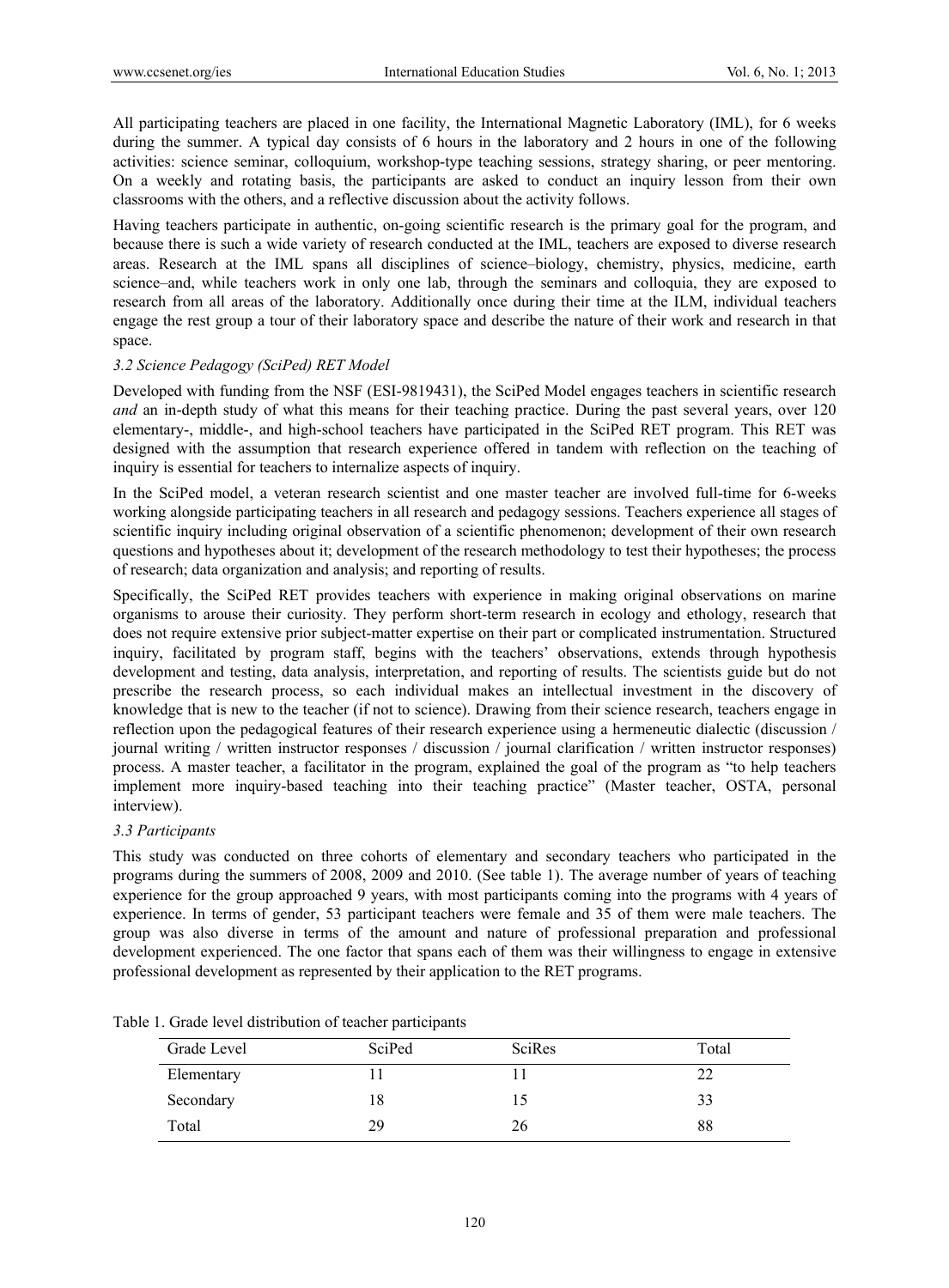All participating teachers are placed in one facility, the International Magnetic Laboratory (IML), for 6 weeks during the summer. A typical day consists of 6 hours in the laboratory and 2 hours in one of the following activities: science seminar, colloquium, workshop-type teaching sessions, strategy sharing, or peer mentoring. On a weekly and rotating basis, the participants are asked to conduct an inquiry lesson from their own classrooms with the others, and a reflective discussion about the activity follows.

Having teachers participate in authentic, on-going scientific research is the primary goal for the program, and because there is such a wide variety of research conducted at the IML, teachers are exposed to diverse research areas. Research at the IML spans all disciplines of science–biology, chemistry, physics, medicine, earth science–and, while teachers work in only one lab, through the seminars and colloquia, they are exposed to research from all areas of the laboratory. Additionally once during their time at the ILM, individual teachers engage the rest group a tour of their laboratory space and describe the nature of their work and research in that space.

### *3.2 Science Pedagogy (SciPed) RET Model*

Developed with funding from the NSF (ESI-9819431), the SciPed Model engages teachers in scientific research *and* an in-depth study of what this means for their teaching practice. During the past several years, over 120 elementary-, middle-, and high-school teachers have participated in the SciPed RET program. This RET was designed with the assumption that research experience offered in tandem with reflection on the teaching of inquiry is essential for teachers to internalize aspects of inquiry.

In the SciPed model, a veteran research scientist and one master teacher are involved full-time for 6-weeks working alongside participating teachers in all research and pedagogy sessions. Teachers experience all stages of scientific inquiry including original observation of a scientific phenomenon; development of their own research questions and hypotheses about it; development of the research methodology to test their hypotheses; the process of research; data organization and analysis; and reporting of results.

Specifically, the SciPed RET provides teachers with experience in making original observations on marine organisms to arouse their curiosity. They perform short-term research in ecology and ethology, research that does not require extensive prior subject-matter expertise on their part or complicated instrumentation. Structured inquiry, facilitated by program staff, begins with the teachers' observations, extends through hypothesis development and testing, data analysis, interpretation, and reporting of results. The scientists guide but do not prescribe the research process, so each individual makes an intellectual investment in the discovery of knowledge that is new to the teacher (if not to science). Drawing from their science research, teachers engage in reflection upon the pedagogical features of their research experience using a hermeneutic dialectic (discussion / journal writing / written instructor responses / discussion / journal clarification / written instructor responses) process. A master teacher, a facilitator in the program, explained the goal of the program as "to help teachers implement more inquiry-based teaching into their teaching practice" (Master teacher, OSTA, personal interview).

### *3.3 Participants*

This study was conducted on three cohorts of elementary and secondary teachers who participated in the programs during the summers of 2008, 2009 and 2010. (See table 1). The average number of years of teaching experience for the group approached 9 years, with most participants coming into the programs with 4 years of experience. In terms of gender, 53 participant teachers were female and 35 of them were male teachers. The group was also diverse in terms of the amount and nature of professional preparation and professional development experienced. The one factor that spans each of them was their willingness to engage in extensive professional development as represented by their application to the RET programs.

Table 1. Grade level distribution of teacher participants

| Grade Level | SciPed | SciRes | Total |
|---|---|---|---|
| Elementary | 11 | 11 | 22 |
| Secondary | 18 | 15 | 33 |
| Total | 29 | 26 | 88 |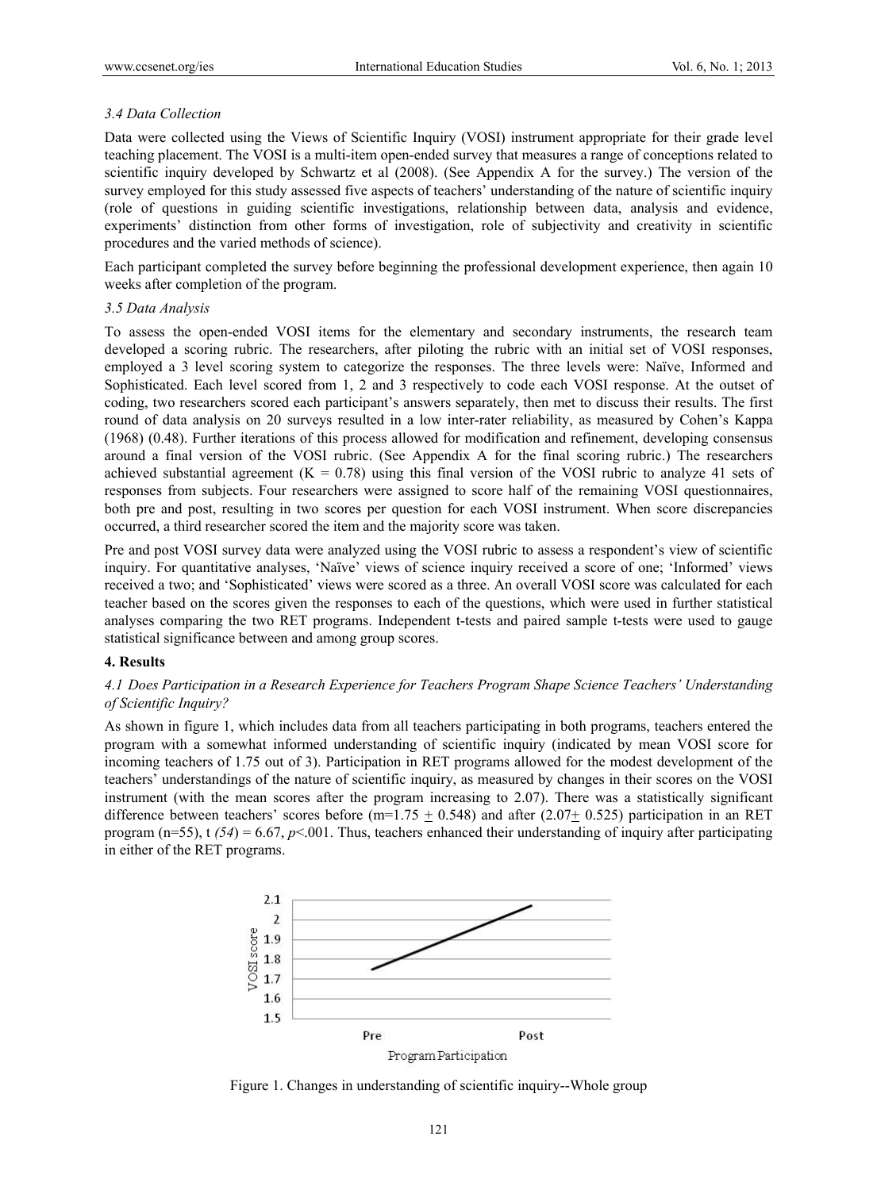*3.4 Data Collection*

Data were collected using the Views of Scientific Inquiry (VOSI) instrument appropriate for their grade level teaching placement. The VOSI is a multi-item open-ended survey that measures a range of conceptions related to scientific inquiry developed by Schwartz et al (2008). (See Appendix A for the survey.) The version of the survey employed for this study assessed five aspects of teachers' understanding of the nature of scientific inquiry (role of questions in guiding scientific investigations, relationship between data, analysis and evidence, experiments' distinction from other forms of investigation, role of subjectivity and creativity in scientific procedures and the varied methods of science).

Each participant completed the survey before beginning the professional development experience, then again 10 weeks after completion of the program.

*3.5 Data Analysis*

To assess the open-ended VOSI items for the elementary and secondary instruments, the research team developed a scoring rubric. The researchers, after piloting the rubric with an initial set of VOSI responses, employed a 3 level scoring system to categorize the responses. The three levels were: Naïve, Informed and Sophisticated. Each level scored from 1, 2 and 3 respectively to code each VOSI response. At the outset of coding, two researchers scored each participant's answers separately, then met to discuss their results. The first round of data analysis on 20 surveys resulted in a low inter-rater reliability, as measured by Cohen's Kappa (1968) (0.48). Further iterations of this process allowed for modification and refinement, developing consensus around a final version of the VOSI rubric. (See Appendix A for the final scoring rubric.) The researchers achieved substantial agreement ($K = 0.78$) using this final version of the VOSI rubric to analyze 41 sets of responses from subjects. Four researchers were assigned to score half of the remaining VOSI questionnaires, both pre and post, resulting in two scores per question for each VOSI instrument. When score discrepancies occurred, a third researcher scored the item and the majority score was taken.

Pre and post VOSI survey data were analyzed using the VOSI rubric to assess a respondent's view of scientific inquiry. For quantitative analyses, 'Naïve' views of science inquiry received a score of one; 'Informed' views received a two; and 'Sophisticated' views were scored as a three. An overall VOSI score was calculated for each teacher based on the scores given the responses to each of the questions, which were used in further statistical analyses comparing the two RET programs. Independent t-tests and paired sample t-tests were used to gauge statistical significance between and among group scores.

## 4. Results

*4.1 Does Participation in a Research Experience for Teachers Program Shape Science Teachers' Understanding of Scientific Inquiry?*

As shown in figure 1, which includes data from all teachers participating in both programs, teachers entered the program with a somewhat informed understanding of scientific inquiry (indicated by mean VOSI score for incoming teachers of 1.75 out of 3). Participation in RET programs allowed for the modest development of the teachers' understandings of the nature of scientific inquiry, as measured by changes in their scores on the VOSI instrument (with the mean scores after the program increasing to 2.07). There was a statistically significant difference between teachers' scores before ($m=1.75 \pm 0.548$) and after ($2.07 \pm 0.525$) participation in an RET program ($n=55$), $t(54) = 6.67$, $p<.001$. Thus, teachers enhanced their understanding of inquiry after participating in either of the RET programs.

Figure 1. Changes in understanding of scientific inquiry--Whole group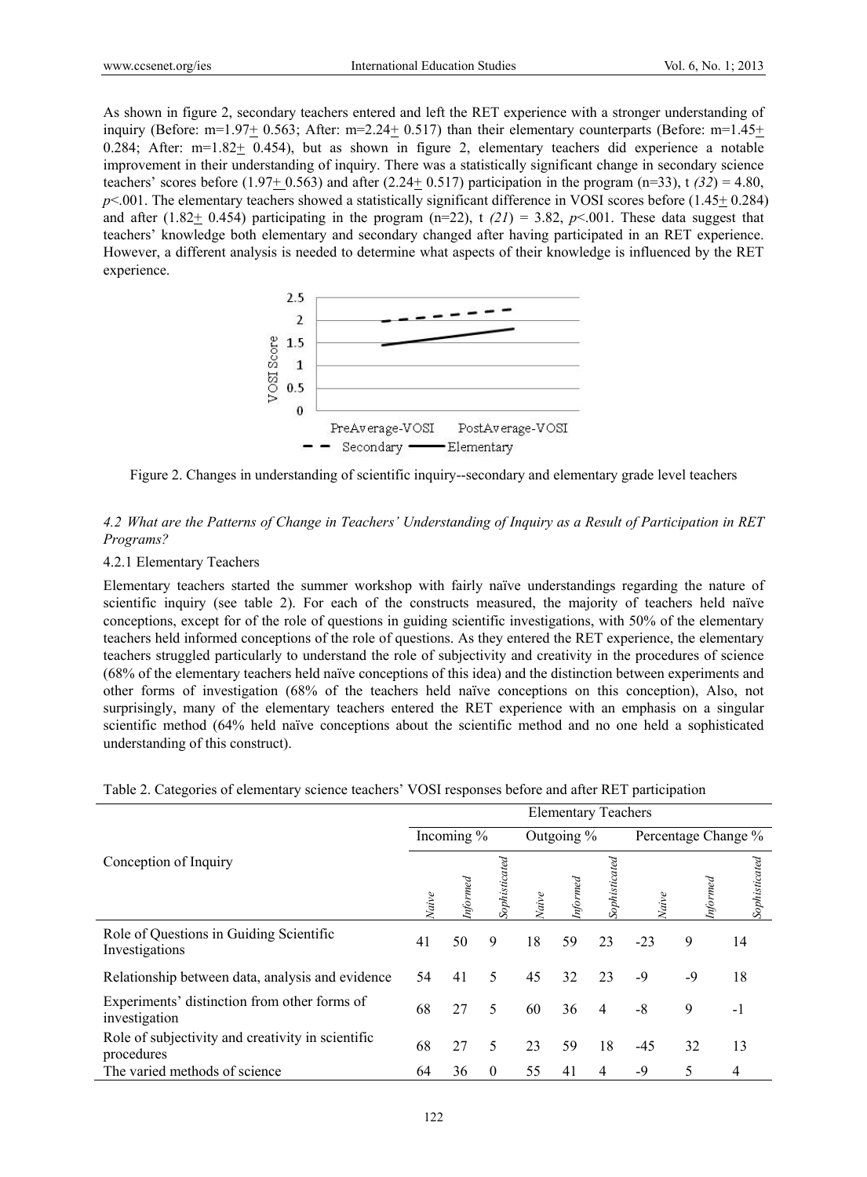As shown in figure 2, secondary teachers entered and left the RET experience with a stronger understanding of inquiry (Before: m=1.97± 0.563; After: m=2.24± 0.517) than their elementary counterparts (Before: m=1.45± 0.284; After: m=1.82± 0.454), but as shown in figure 2, elementary teachers did experience a notable improvement in their understanding of inquiry. There was a statistically significant change in secondary science teachers' scores before (1.97± 0.563) and after (2.24± 0.517) participation in the program (n=33), t *(32)* = 4.80, $p<.001$. The elementary teachers showed a statistically significant difference in VOSI scores before (1.45± 0.284) and after (1.82± 0.454) participating in the program (n=22), t *(21)* = 3.82, $p<.001$. These data suggest that teachers' knowledge both elementary and secondary changed after having participated in an RET experience. However, a different analysis is needed to determine what aspects of their knowledge is influenced by the RET experience.

Figure 2. Changes in understanding of scientific inquiry--secondary and elementary grade level teachers

### *4.2 What are the Patterns of Change in Teachers' Understanding of Inquiry as a Result of Participation in RET Programs?*

#### 4.2.1 Elementary Teachers

Elementary teachers started the summer workshop with fairly naïve understandings regarding the nature of scientific inquiry (see table 2). For each of the constructs measured, the majority of teachers held naïve conceptions, except for of the role of questions in guiding scientific investigations, with 50% of the elementary teachers held informed conceptions of the role of questions. As they entered the RET experience, the elementary teachers struggled particularly to understand the role of subjectivity and creativity in the procedures of science (68% of the elementary teachers held naïve conceptions of this idea) and the distinction between experiments and other forms of investigation (68% of the teachers held naïve conceptions on this conception), Also, not surprisingly, many of the elementary teachers entered the RET experience with an emphasis on a singular scientific method (64% held naïve conceptions about the scientific method and no one held a sophisticated understanding of this construct).

Table 2. Categories of elementary science teachers' VOSI responses before and after RET participation

| Conception of Inquiry | Elementary Teachers | | | | | | | | |
|---|---|---|---|---|---|---|---|---|---|
| | Incoming % | | | Outgoing % | | | Percentage Change % | | |
| | *Naïve* | *Informed* | *Sophisticated* | *Naïve* | *Informed* | *Sophisticated* | *Naïve* | *Informed* | *Sophisticated* |
| Role of Questions in Guiding Scientific Investigations | 41 | 50 | 9 | 18 | 59 | 23 | -23 | 9 | 14 |
| Relationship between data, analysis and evidence | 54 | 41 | 5 | 45 | 32 | 23 | -9 | -9 | 18 |
| Experiments' distinction from other forms of investigation | 68 | 27 | 5 | 60 | 36 | 4 | -8 | 9 | -1 |
| Role of subjectivity and creativity in scientific procedures | 68 | 27 | 5 | 23 | 59 | 18 | -45 | 32 | 13 |
| The varied methods of science | 64 | 36 | 0 | 55 | 41 | 4 | -9 | 5 | 4 |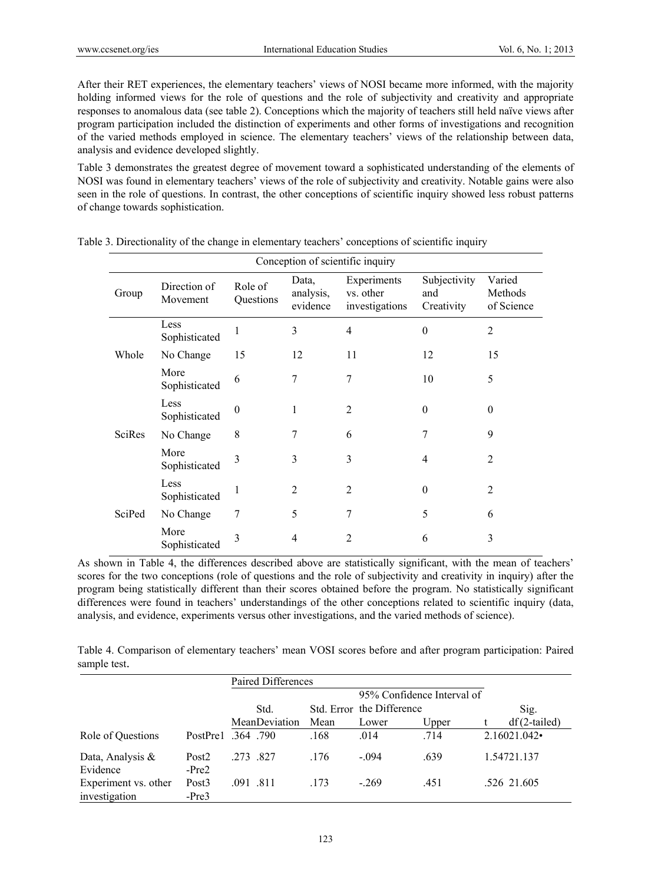After their RET experiences, the elementary teachers' views of NOSI became more informed, with the majority holding informed views for the role of questions and the role of subjectivity and creativity and appropriate responses to anomalous data (see table 2). Conceptions which the majority of teachers still held naïve views after program participation included the distinction of experiments and other forms of investigations and recognition of the varied methods employed in science. The elementary teachers' views of the relationship between data, analysis and evidence developed slightly.

Table 3 demonstrates the greatest degree of movement toward a sophisticated understanding of the elements of NOSI was found in elementary teachers' views of the role of subjectivity and creativity. Notable gains were also seen in the role of questions. In contrast, the other conceptions of scientific inquiry showed less robust patterns of change towards sophistication.

Table 3. Directionality of the change in elementary teachers' conceptions of scientific inquiry

| | | Conception of scientific inquiry | | | | |
|---|---|---|---|---|---|---|
| Group | Direction of Movement | Role of Questions | Data, analysis, evidence | Experiments vs. other investigations | Subjectivity and Creativity | Varied Methods of Science |
| Whole | Less Sophisticated | 1 | 3 | 4 | 0 | 2 |
| | No Change | 15 | 12 | 11 | 12 | 15 |
| | More Sophisticated | 6 | 7 | 7 | 10 | 5 |
| SciRes | Less Sophisticated | 0 | 1 | 2 | 0 | 0 |
| | No Change | 8 | 7 | 6 | 7 | 9 |
| | More Sophisticated | 3 | 3 | 3 | 4 | 2 |
| SciPed | Less Sophisticated | 1 | 2 | 2 | 0 | 2 |
| | No Change | 7 | 5 | 7 | 5 | 6 |
| | More Sophisticated | 3 | 4 | 2 | 6 | 3 |

As shown in Table 4, the differences described above are statistically significant, with the mean of teachers' scores for the two conceptions (role of questions and the role of subjectivity and creativity in inquiry) after the program being statistically different than their scores obtained before the program. No statistically significant differences were found in teachers' understandings of the other conceptions related to scientific inquiry (data, analysis, and evidence, experiments versus other investigations, and the varied methods of science).

Table 4. Comparison of elementary teachers' mean VOSI scores before and after program participation: Paired sample test.

| | | Paired Differences | | | | | | | |
|---|---|---|---|---|---|---|---|---|---|
| | | | | | 95% Confidence Interval of the Difference | | | | |
| | | Mean | Std. Deviation | Std. Error Mean | Lower | Upper | t | df | Sig. (2-tailed) |
| Role of Questions | PostPre1 | .364 | .790 | .168 | .014 | .714 | 2.160 | 21 | .042• |
| Data, Analysis & Evidence | Post2 -Pre2 | .273 | .827 | .176 | -.094 | .639 | 1.547 | 21 | .137 |
| Experiment vs. other investigation | Post3 -Pre3 | .091 | .811 | .173 | -.269 | .451 | .526 | 21 | .605 |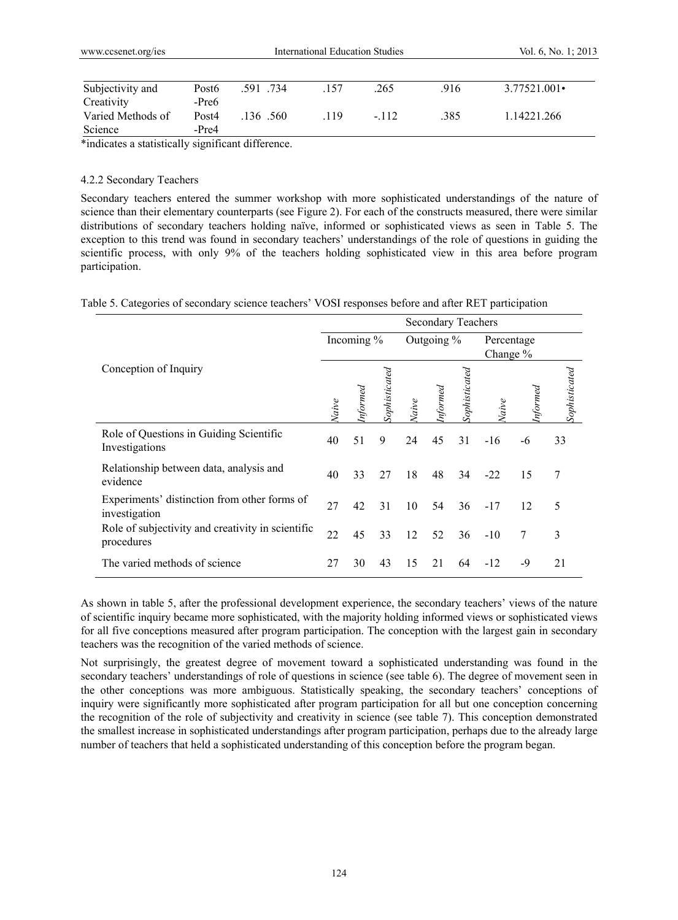| Subjectivity and Creativity | Post6 -Pre6 | .591 .734 | .157 | .265 | .916 | 3.77521.001• |
| --- | --- | --- | --- | --- | --- | --- |
| Varied Methods of Science | Post4 -Pre4 | .136 .560 | .119 | -.112 | .385 | 1.14221.266 |

*indicates a statistically significant difference.

#### 4.2.2 Secondary Teachers

Secondary teachers entered the summer workshop with more sophisticated understandings of the nature of science than their elementary counterparts (see Figure 2). For each of the constructs measured, there were similar distributions of secondary teachers holding naïve, informed or sophisticated views as seen in Table 5. The exception to this trend was found in secondary teachers' understandings of the role of questions in guiding the scientific process, with only 9% of the teachers holding sophisticated view in this area before program participation.

Table 5. Categories of secondary science teachers' VOSI responses before and after RET participation

| Conception of Inquiry | Secondary Teachers | | | | | | | | |
| --- | --- | --- | --- | --- | --- | --- | --- | --- | --- |
| | Incoming % | | | Outgoing % | | | Percentage Change % | | |
| | *Naive* | *Informed* | *Sophisticated* | *Naive* | *Informed* | *Sophisticated* | *Naive* | *Informed* | *Sophisticated* |
| Role of Questions in Guiding Scientific Investigations | 40 | 51 | 9 | 24 | 45 | 31 | -16 | -6 | 33 |
| Relationship between data, analysis and evidence | 40 | 33 | 27 | 18 | 48 | 34 | -22 | 15 | 7 |
| Experiments' distinction from other forms of investigation | 27 | 42 | 31 | 10 | 54 | 36 | -17 | 12 | 5 |
| Role of subjectivity and creativity in scientific procedures | 22 | 45 | 33 | 12 | 52 | 36 | -10 | 7 | 3 |
| The varied methods of science | 27 | 30 | 43 | 15 | 21 | 64 | -12 | -9 | 21 |

As shown in table 5, after the professional development experience, the secondary teachers' views of the nature of scientific inquiry became more sophisticated, with the majority holding informed views or sophisticated views for all five conceptions measured after program participation. The conception with the largest gain in secondary teachers was the recognition of the varied methods of science.

Not surprisingly, the greatest degree of movement toward a sophisticated understanding was found in the secondary teachers' understandings of role of questions in science (see table 6). The degree of movement seen in the other conceptions was more ambiguous. Statistically speaking, the secondary teachers' conceptions of inquiry were significantly more sophisticated after program participation for all but one conception concerning the recognition of the role of subjectivity and creativity in science (see table 7). This conception demonstrated the smallest increase in sophisticated understandings after program participation, perhaps due to the already large number of teachers that held a sophisticated understanding of this conception before the program began.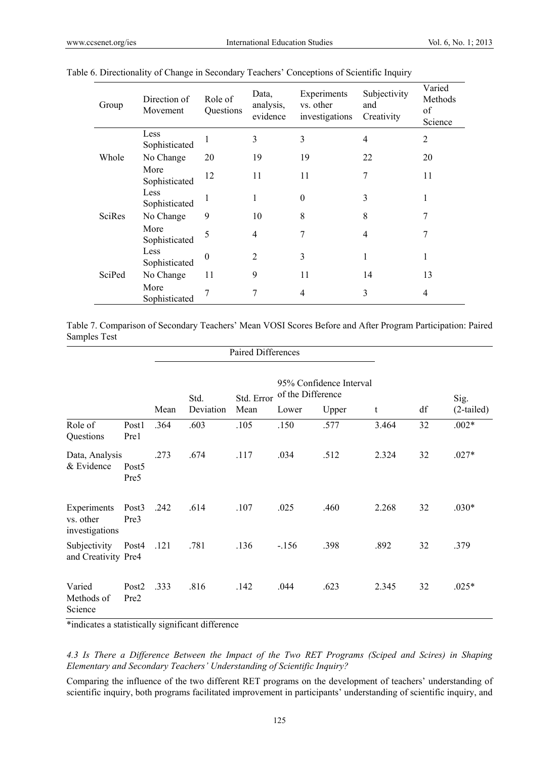Table 6. Directionality of Change in Secondary Teachers' Conceptions of Scientific Inquiry

| Group | Direction of Movement | Role of Questions | Data, analysis, evidence | Experiments vs. other investigations | Subjectivity and Creativity | Varied Methods of Science |
|---|---|---|---|---|---|---|
| Whole | Less Sophisticated | 1 | 3 | 3 | 4 | 2 |
| | No Change | 20 | 19 | 19 | 22 | 20 |
| | More Sophisticated | 12 | 11 | 11 | 7 | 11 |
| SciRes | Less Sophisticated | 1 | 1 | 0 | 3 | 1 |
| | No Change | 9 | 10 | 8 | 8 | 7 |
| | More Sophisticated | 5 | 4 | 7 | 4 | 7 |
| SciPed | Less Sophisticated | 0 | 2 | 3 | 1 | 1 |
| | No Change | 11 | 9 | 11 | 14 | 13 |
| | More Sophisticated | 7 | 7 | 4 | 3 | 4 |

Table 7. Comparison of Secondary Teachers' Mean VOSI Scores Before and After Program Participation: Paired Samples Test

| | | Paired Differences | | | | | | | |
|---|---|---|---|---|---|---|---|---|---|
| | | | | | 95% Confidence Interval of the Difference | | | | |
| | | Mean | Std. Deviation | Std. Error Mean | Lower | Upper | t | df | Sig. (2-tailed) |
| Role of Questions | Post1 Pre1 | .364 | .603 | .105 | .150 | .577 | 3.464 | 32 | .002* |
| Data, Analysis & Evidence | Post5 Pre5 | .273 | .674 | .117 | .034 | .512 | 2.324 | 32 | .027* |
| Experiments vs. other investigations | Post3 Pre3 | .242 | .614 | .107 | .025 | .460 | 2.268 | 32 | .030* |
| Subjectivity and Creativity | Post4 Pre4 | .121 | .781 | .136 | -.156 | .398 | .892 | 32 | .379 |
| Varied Methods of Science | Post2 Pre2 | .333 | .816 | .142 | .044 | .623 | 2.345 | 32 | .025* |

*indicates a statistically significant difference

#### *4.3 Is There a Difference Between the Impact of the Two RET Programs (Sciped and Scires) in Shaping Elementary and Secondary Teachers' Understanding of Scientific Inquiry?*

Comparing the influence of the two different RET programs on the development of teachers' understanding of scientific inquiry, both programs facilitated improvement in participants' understanding of scientific inquiry, and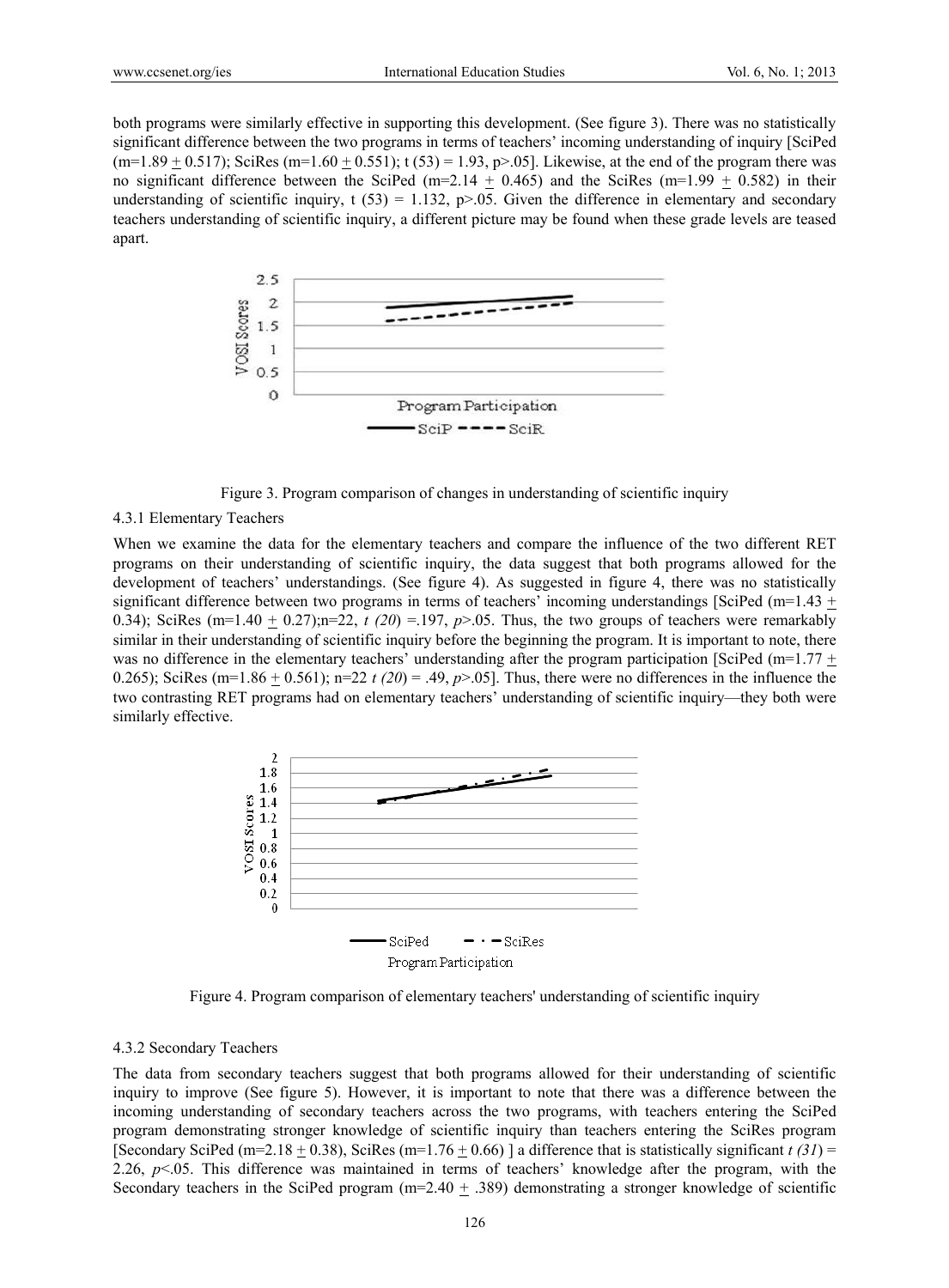both programs were similarly effective in supporting this development. (See figure 3). There was no statistically significant difference between the two programs in terms of teachers' incoming understanding of inquiry [SciPed (m=1.89 ± 0.517); SciRes (m=1.60 ± 0.551); t (53) = 1.93, p>.05]. Likewise, at the end of the program there was no significant difference between the SciPed (m=2.14 ± 0.465) and the SciRes (m=1.99 ± 0.582) in their understanding of scientific inquiry, t (53) = 1.132, p>.05. Given the difference in elementary and secondary teachers understanding of scientific inquiry, a different picture may be found when these grade levels are teased apart.

Figure 3. Program comparison of changes in understanding of scientific inquiry

#### 4.3.1 Elementary Teachers

When we examine the data for the elementary teachers and compare the influence of the two different RET programs on their understanding of scientific inquiry, the data suggest that both programs allowed for the development of teachers' understandings. (See figure 4). As suggested in figure 4, there was no statistically significant difference between two programs in terms of teachers' incoming understandings [SciPed (m=1.43 ± 0.34); SciRes (m=1.40 ± 0.27);n=22, *t (20)* =.197, *p*>.05. Thus, the two groups of teachers were remarkably similar in their understanding of scientific inquiry before the beginning the program. It is important to note, there was no difference in the elementary teachers' understanding after the program participation [SciPed (m=1.77 ± 0.265); SciRes (m=1.86 ± 0.561); n=22 *t (20)* = .49, *p*>.05]. Thus, there were no differences in the influence the two contrasting RET programs had on elementary teachers' understanding of scientific inquiry—they both were similarly effective.

Figure 4. Program comparison of elementary teachers' understanding of scientific inquiry

#### 4.3.2 Secondary Teachers

The data from secondary teachers suggest that both programs allowed for their understanding of scientific inquiry to improve (See figure 5). However, it is important to note that there was a difference between the incoming understanding of secondary teachers across the two programs, with teachers entering the SciPed program demonstrating stronger knowledge of scientific inquiry than teachers entering the SciRes program [Secondary SciPed (m=2.18 ± 0.38), SciRes (m=1.76 ± 0.66) ] a difference that is statistically significant *t (31)* = 2.26, *p*<.05. This difference was maintained in terms of teachers' knowledge after the program, with the Secondary teachers in the SciPed program (m=2.40 ± .389) demonstrating a stronger knowledge of scientific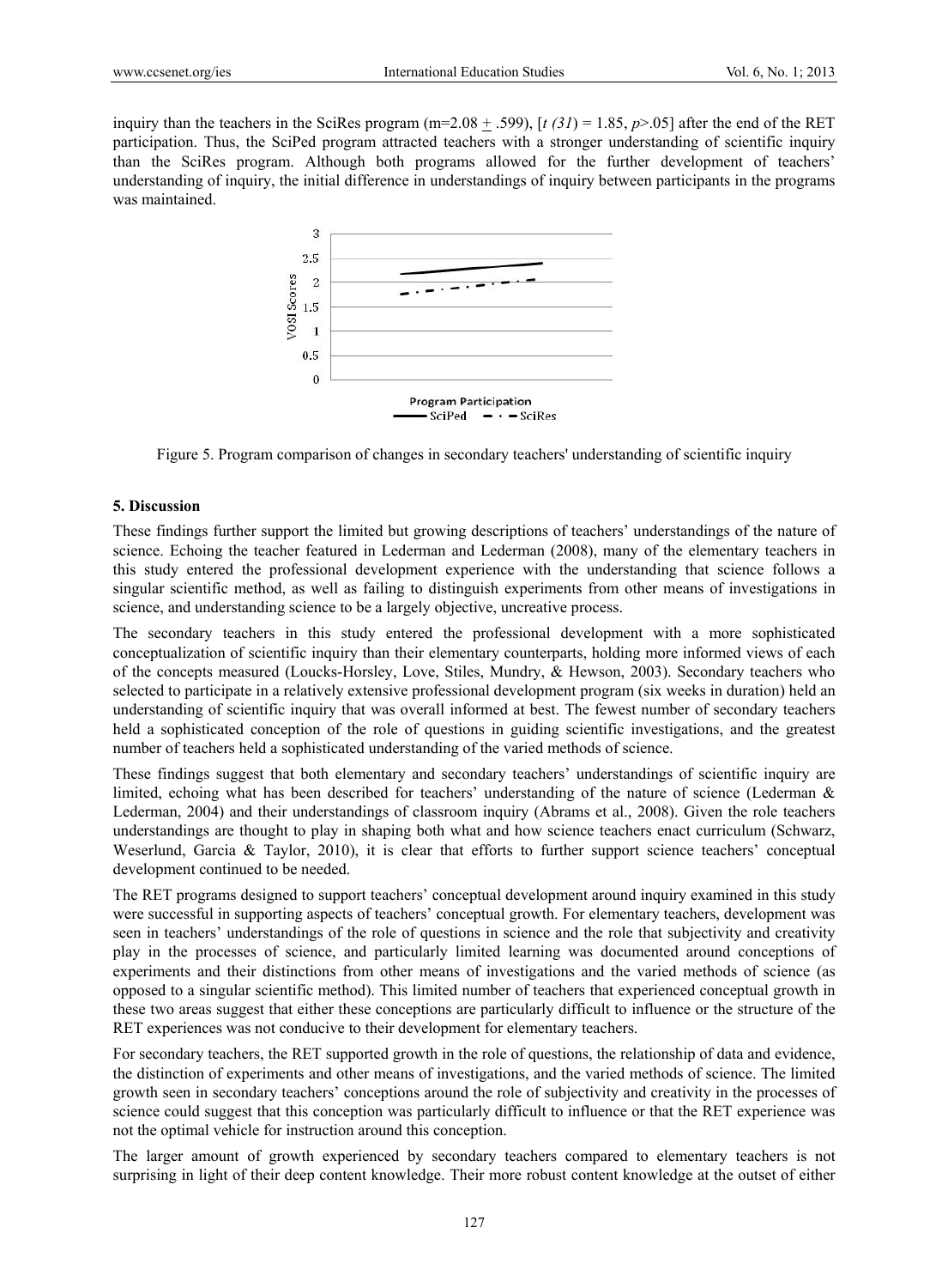inquiry than the teachers in the SciRes program (m=2.08 + .599), [$t$ $(31)$ = 1.85, $p$>.05] after the end of the RET participation. Thus, the SciPed program attracted teachers with a stronger understanding of scientific inquiry than the SciRes program. Although both programs allowed for the further development of teachers' understanding of inquiry, the initial difference in understandings of inquiry between participants in the programs was maintained.

3
2.5
2
1.5
1
0.5
0
VOSI Scores
Program Participation
SciPed
SciRes

Figure 5. Program comparison of changes in secondary teachers' understanding of scientific inquiry

## 5. Discussion

These findings further support the limited but growing descriptions of teachers' understandings of the nature of science. Echoing the teacher featured in Lederman and Lederman (2008), many of the elementary teachers in this study entered the professional development experience with the understanding that science follows a singular scientific method, as well as failing to distinguish experiments from other means of investigations in science, and understanding science to be a largely objective, uncreative process.

The secondary teachers in this study entered the professional development with a more sophisticated conceptualization of scientific inquiry than their elementary counterparts, holding more informed views of each of the concepts measured (Loucks-Horsley, Love, Stiles, Mundry, & Hewson, 2003). Secondary teachers who selected to participate in a relatively extensive professional development program (six weeks in duration) held an understanding of scientific inquiry that was overall informed at best. The fewest number of secondary teachers held a sophisticated conception of the role of questions in guiding scientific investigations, and the greatest number of teachers held a sophisticated understanding of the varied methods of science.

These findings suggest that both elementary and secondary teachers' understandings of scientific inquiry are limited, echoing what has been described for teachers' understanding of the nature of science (Lederman & Lederman, 2004) and their understandings of classroom inquiry (Abrams et al., 2008). Given the role teachers understandings are thought to play in shaping both what and how science teachers enact curriculum (Schwarz, Weserlund, Garcia & Taylor, 2010), it is clear that efforts to further support science teachers' conceptual development continued to be needed.

The RET programs designed to support teachers' conceptual development around inquiry examined in this study were successful in supporting aspects of teachers' conceptual growth. For elementary teachers, development was seen in teachers' understandings of the role of questions in science and the role that subjectivity and creativity play in the processes of science, and particularly limited learning was documented around conceptions of experiments and their distinctions from other means of investigations and the varied methods of science (as opposed to a singular scientific method). This limited number of teachers that experienced conceptual growth in these two areas suggest that either these conceptions are particularly difficult to influence or the structure of the RET experiences was not conducive to their development for elementary teachers.

For secondary teachers, the RET supported growth in the role of questions, the relationship of data and evidence, the distinction of experiments and other means of investigations, and the varied methods of science. The limited growth seen in secondary teachers' conceptions around the role of subjectivity and creativity in the processes of science could suggest that this conception was particularly difficult to influence or that the RET experience was not the optimal vehicle for instruction around this conception.

The larger amount of growth experienced by secondary teachers compared to elementary teachers is not surprising in light of their deep content knowledge. Their more robust content knowledge at the outset of either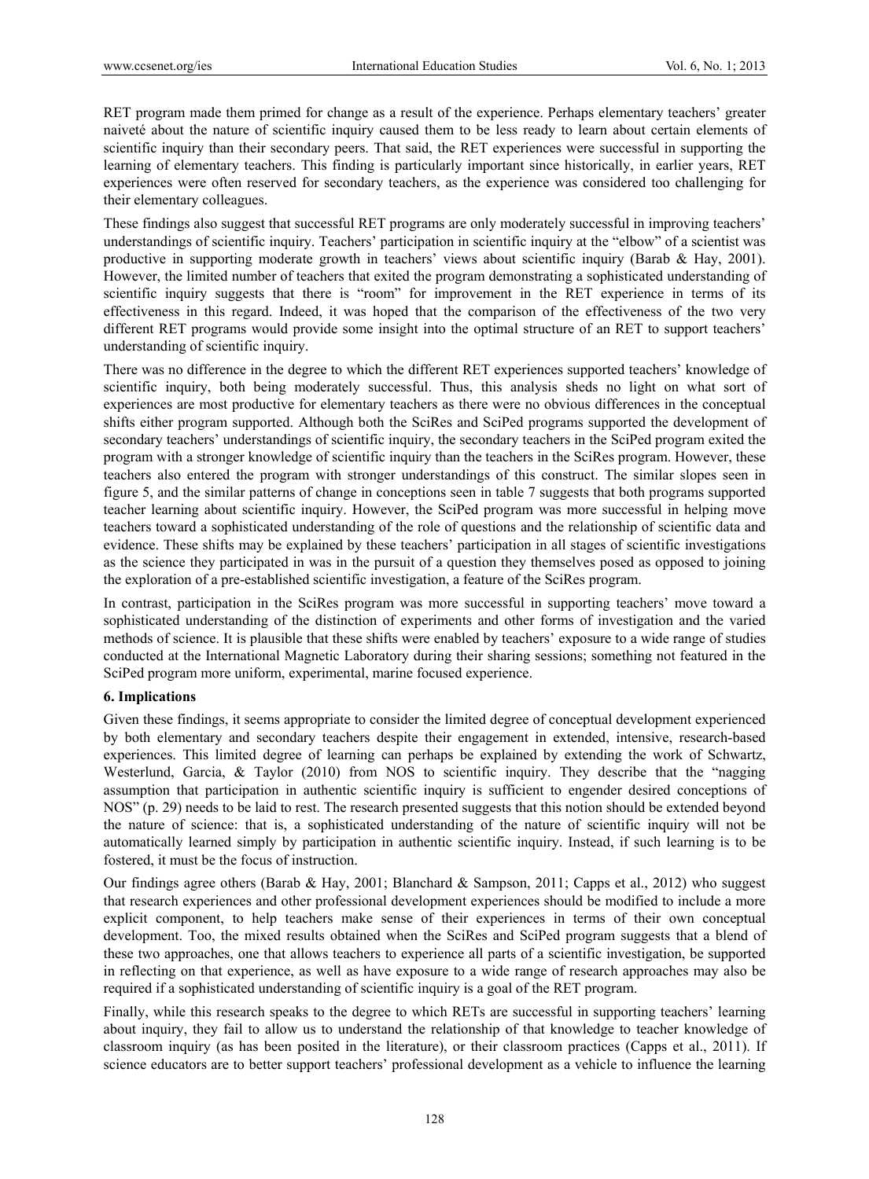RET program made them primed for change as a result of the experience. Perhaps elementary teachers' greater naiveté about the nature of scientific inquiry caused them to be less ready to learn about certain elements of scientific inquiry than their secondary peers. That said, the RET experiences were successful in supporting the learning of elementary teachers. This finding is particularly important since historically, in earlier years, RET experiences were often reserved for secondary teachers, as the experience was considered too challenging for their elementary colleagues.

These findings also suggest that successful RET programs are only moderately successful in improving teachers' understandings of scientific inquiry. Teachers' participation in scientific inquiry at the "elbow" of a scientist was productive in supporting moderate growth in teachers' views about scientific inquiry (Barab & Hay, 2001). However, the limited number of teachers that exited the program demonstrating a sophisticated understanding of scientific inquiry suggests that there is "room" for improvement in the RET experience in terms of its effectiveness in this regard. Indeed, it was hoped that the comparison of the effectiveness of the two very different RET programs would provide some insight into the optimal structure of an RET to support teachers' understanding of scientific inquiry.

There was no difference in the degree to which the different RET experiences supported teachers' knowledge of scientific inquiry, both being moderately successful. Thus, this analysis sheds no light on what sort of experiences are most productive for elementary teachers as there were no obvious differences in the conceptual shifts either program supported. Although both the SciRes and SciPed programs supported the development of secondary teachers' understandings of scientific inquiry, the secondary teachers in the SciPed program exited the program with a stronger knowledge of scientific inquiry than the teachers in the SciRes program. However, these teachers also entered the program with stronger understandings of this construct. The similar slopes seen in figure 5, and the similar patterns of change in conceptions seen in table 7 suggests that both programs supported teacher learning about scientific inquiry. However, the SciPed program was more successful in helping move teachers toward a sophisticated understanding of the role of questions and the relationship of scientific data and evidence. These shifts may be explained by these teachers' participation in all stages of scientific investigations as the science they participated in was in the pursuit of a question they themselves posed as opposed to joining the exploration of a pre-established scientific investigation, a feature of the SciRes program.

In contrast, participation in the SciRes program was more successful in supporting teachers' move toward a sophisticated understanding of the distinction of experiments and other forms of investigation and the varied methods of science. It is plausible that these shifts were enabled by teachers' exposure to a wide range of studies conducted at the International Magnetic Laboratory during their sharing sessions; something not featured in the SciPed program more uniform, experimental, marine focused experience.

## 6. Implications

Given these findings, it seems appropriate to consider the limited degree of conceptual development experienced by both elementary and secondary teachers despite their engagement in extended, intensive, research-based experiences. This limited degree of learning can perhaps be explained by extending the work of Schwartz, Westerlund, Garcia, & Taylor (2010) from NOS to scientific inquiry. They describe that the "nagging assumption that participation in authentic scientific inquiry is sufficient to engender desired conceptions of NOS" (p. 29) needs to be laid to rest. The research presented suggests that this notion should be extended beyond the nature of science: that is, a sophisticated understanding of the nature of scientific inquiry will not be automatically learned simply by participation in authentic scientific inquiry. Instead, if such learning is to be fostered, it must be the focus of instruction.

Our findings agree others (Barab & Hay, 2001; Blanchard & Sampson, 2011; Capps et al., 2012) who suggest that research experiences and other professional development experiences should be modified to include a more explicit component, to help teachers make sense of their experiences in terms of their own conceptual development. Too, the mixed results obtained when the SciRes and SciPed program suggests that a blend of these two approaches, one that allows teachers to experience all parts of a scientific investigation, be supported in reflecting on that experience, as well as have exposure to a wide range of research approaches may also be required if a sophisticated understanding of scientific inquiry is a goal of the RET program.

Finally, while this research speaks to the degree to which RETs are successful in supporting teachers' learning about inquiry, they fail to allow us to understand the relationship of that knowledge to teacher knowledge of classroom inquiry (as has been posited in the literature), or their classroom practices (Capps et al., 2011). If science educators are to better support teachers' professional development as a vehicle to influence the learning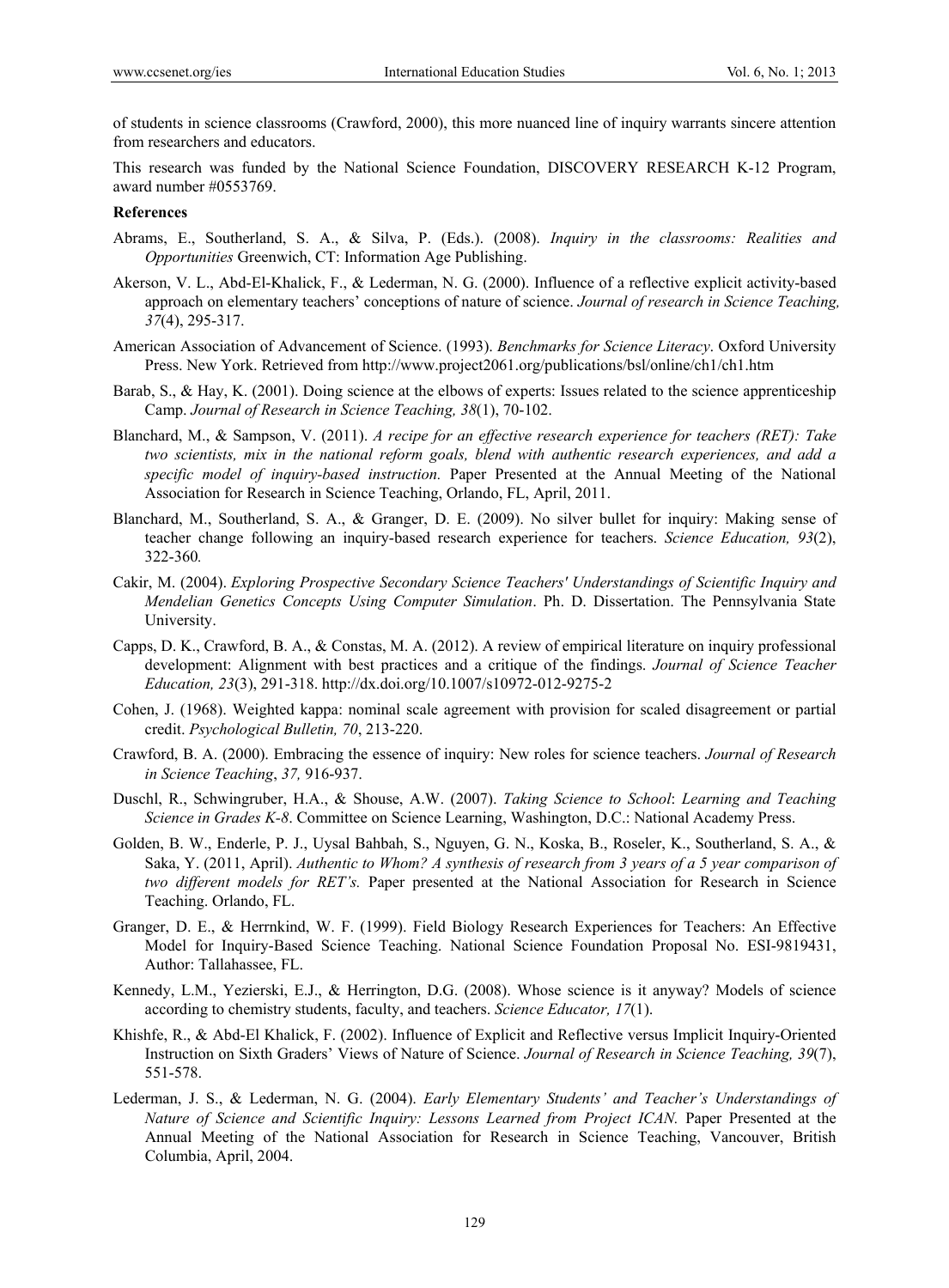of students in science classrooms (Crawford, 2000), this more nuanced line of inquiry warrants sincere attention from researchers and educators.

This research was funded by the National Science Foundation, DISCOVERY RESEARCH K-12 Program, award number #0553769.

**References**

Abrams, E., Southerland, S. A., & Silva, P. (Eds.). (2008). *Inquiry in the classrooms: Realities and Opportunities* Greenwich, CT: Information Age Publishing.

Akerson, V. L., Abd-El-Khalick, F., & Lederman, N. G. (2000). Influence of a reflective explicit activity-based approach on elementary teachers' conceptions of nature of science. *Journal of research in Science Teaching, 37*(4), 295-317.

American Association of Advancement of Science. (1993). *Benchmarks for Science Literacy*. Oxford University Press. New York. Retrieved from http://www.project2061.org/publications/bsl/online/ch1/ch1.htm

Barab, S., & Hay, K. (2001). Doing science at the elbows of experts: Issues related to the science apprenticeship Camp. *Journal of Research in Science Teaching, 38*(1), 70-102.

Blanchard, M., & Sampson, V. (2011). *A recipe for an effective research experience for teachers (RET): Take two scientists, mix in the national reform goals, blend with authentic research experiences, and add a specific model of inquiry-based instruction.* Paper Presented at the Annual Meeting of the National Association for Research in Science Teaching, Orlando, FL, April, 2011.

Blanchard, M., Southerland, S. A., & Granger, D. E. (2009). No silver bullet for inquiry: Making sense of teacher change following an inquiry-based research experience for teachers. *Science Education, 93*(2), 322-360*.*

Cakir, M. (2004). *Exploring Prospective Secondary Science Teachers' Understandings of Scientific Inquiry and Mendelian Genetics Concepts Using Computer Simulation*. Ph. D. Dissertation. The Pennsylvania State University.

Capps, D. K., Crawford, B. A., & Constas, M. A. (2012). A review of empirical literature on inquiry professional development: Alignment with best practices and a critique of the findings. *Journal of Science Teacher Education, 23*(3), 291-318. http://dx.doi.org/10.1007/s10972-012-9275-2

Cohen, J. (1968). Weighted kappa: nominal scale agreement with provision for scaled disagreement or partial credit. *Psychological Bulletin, 70*, 213-220.

Crawford, B. A. (2000). Embracing the essence of inquiry: New roles for science teachers. *Journal of Research in Science Teaching*, *37,* 916-937.

Duschl, R., Schwingruber, H.A., & Shouse, A.W. (2007). *Taking Science to School*: *Learning and Teaching Science in Grades K-8*. Committee on Science Learning, Washington, D.C.: National Academy Press.

Golden, B. W., Enderle, P. J., Uysal Bahbah, S., Nguyen, G. N., Koska, B., Roseler, K., Southerland, S. A., & Saka, Y. (2011, April). *Authentic to Whom? A synthesis of research from 3 years of a 5 year comparison of two different models for RET's.* Paper presented at the National Association for Research in Science Teaching. Orlando, FL.

Granger, D. E., & Herrnkind, W. F. (1999). Field Biology Research Experiences for Teachers: An Effective Model for Inquiry-Based Science Teaching. National Science Foundation Proposal No. ESI-9819431, Author: Tallahassee, FL.

Kennedy, L.M., Yezierski, E.J., & Herrington, D.G. (2008). Whose science is it anyway? Models of science according to chemistry students, faculty, and teachers. *Science Educator, 17*(1).

Khishfe, R., & Abd-El Khalick, F. (2002). Influence of Explicit and Reflective versus Implicit Inquiry-Oriented Instruction on Sixth Graders' Views of Nature of Science. *Journal of Research in Science Teaching, 39*(7), 551-578.

Lederman, J. S., & Lederman, N. G. (2004). *Early Elementary Students' and Teacher's Understandings of Nature of Science and Scientific Inquiry: Lessons Learned from Project ICAN.* Paper Presented at the Annual Meeting of the National Association for Research in Science Teaching, Vancouver, British Columbia, April, 2004.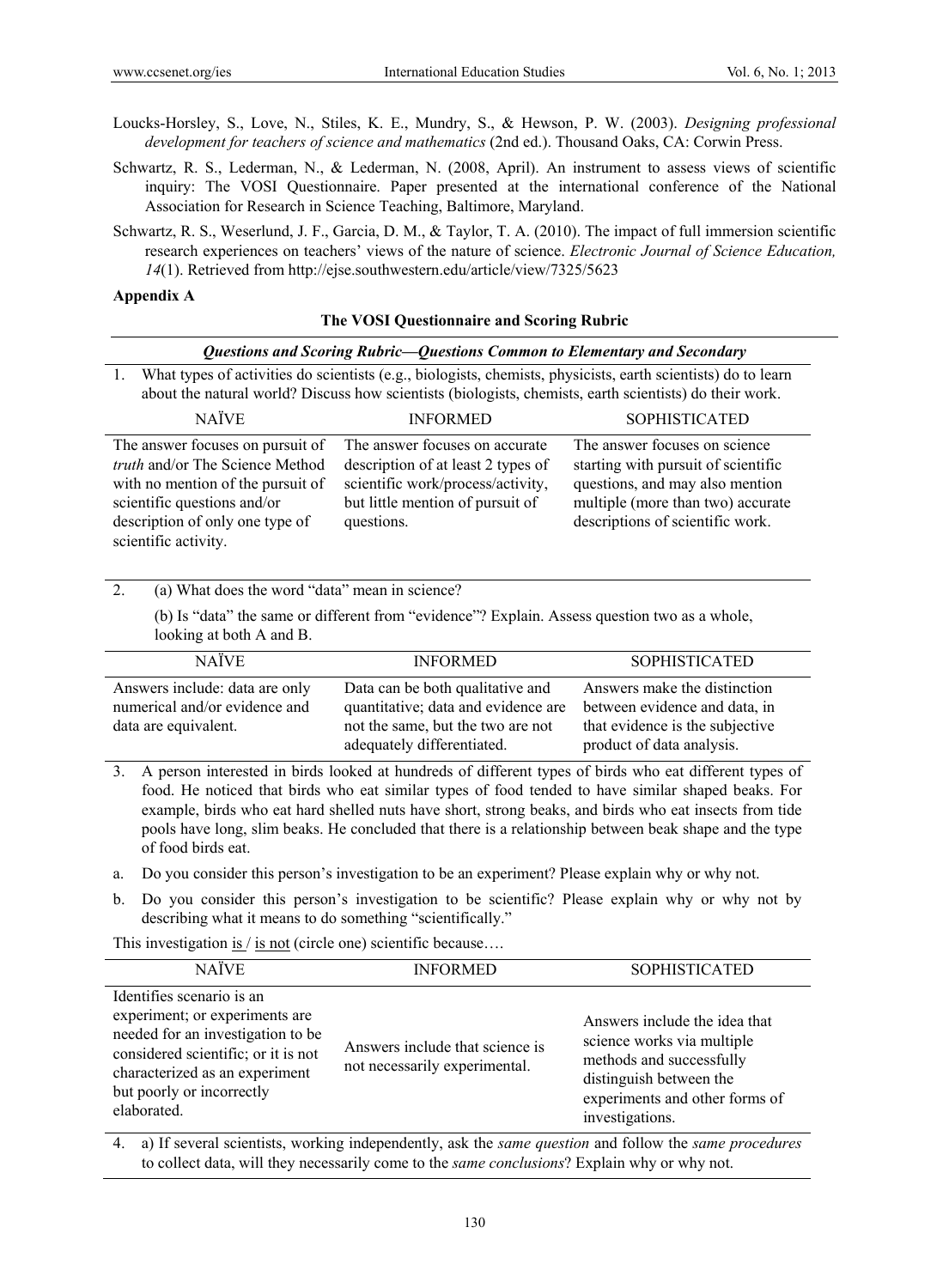Loucks-Horsley, S., Love, N., Stiles, K. E., Mundry, S., & Hewson, P. W. (2003). *Designing professional development for teachers of science and mathematics* (2nd ed.). Thousand Oaks, CA: Corwin Press.

Schwartz, R. S., Lederman, N., & Lederman, N. (2008, April). An instrument to assess views of scientific inquiry: The VOSI Questionnaire. Paper presented at the international conference of the National Association for Research in Science Teaching, Baltimore, Maryland.

Schwartz, R. S., Weserlund, J. F., Garcia, D. M., & Taylor, T. A. (2010). The impact of full immersion scientific research experiences on teachers' views of the nature of science. *Electronic Journal of Science Education, 14*(1). Retrieved from http://ejse.southwestern.edu/article/view/7325/5623

**Appendix A**

**The VOSI Questionnaire and Scoring Rubric**

***Questions and Scoring Rubric—Questions Common to Elementary and Secondary***

1. What types of activities do scientists (e.g., biologists, chemists, physicists, earth scientists) do to learn about the natural world? Discuss how scientists (biologists, chemists, earth scientists) do their work.

| NAÏVE | INFORMED | SOPHISTICATED |
|---|---|---|
| The answer focuses on pursuit of *truth* and/or The Science Method with no mention of the pursuit of scientific questions and/or description of only one type of scientific activity. | The answer focuses on accurate description of at least 2 types of scientific work/process/activity, but little mention of pursuit of questions. | The answer focuses on science starting with pursuit of scientific questions, and may also mention multiple (more than two) accurate descriptions of scientific work. |

2. (a) What does the word "data" mean in science?

   (b) Is "data" the same or different from "evidence"? Explain. Assess question two as a whole, looking at both A and B.

| NAÏVE | INFORMED | SOPHISTICATED |
|---|---|---|
| Answers include: data are only numerical and/or evidence and data are equivalent. | Data can be both qualitative and quantitative; data and evidence are not the same, but the two are not adequately differentiated. | Answers make the distinction between evidence and data, in that evidence is the subjective product of data analysis. |

3. A person interested in birds looked at hundreds of different types of birds who eat different types of food. He noticed that birds who eat similar types of food tended to have similar shaped beaks. For example, birds who eat hard shelled nuts have short, strong beaks, and birds who eat insects from tide pools have long, slim beaks. He concluded that there is a relationship between beak shape and the type of food birds eat.

a. Do you consider this person's investigation to be an experiment? Please explain why or why not.

b. Do you consider this person's investigation to be scientific? Please explain why or why not by describing what it means to do something "scientifically."

This investigation is / is not (circle one) scientific because….

| NAÏVE | INFORMED | SOPHISTICATED |
|---|---|---|
| Identifies scenario is an experiment; or experiments are needed for an investigation to be considered scientific; or it is not characterized as an experiment but poorly or incorrectly elaborated. | Answers include that science is not necessarily experimental. | Answers include the idea that science works via multiple methods and successfully distinguish between the experiments and other forms of investigations. |

4. a) If several scientists, working independently, ask the *same question* and follow the *same procedures* to collect data, will they necessarily come to the *same conclusions*? Explain why or why not.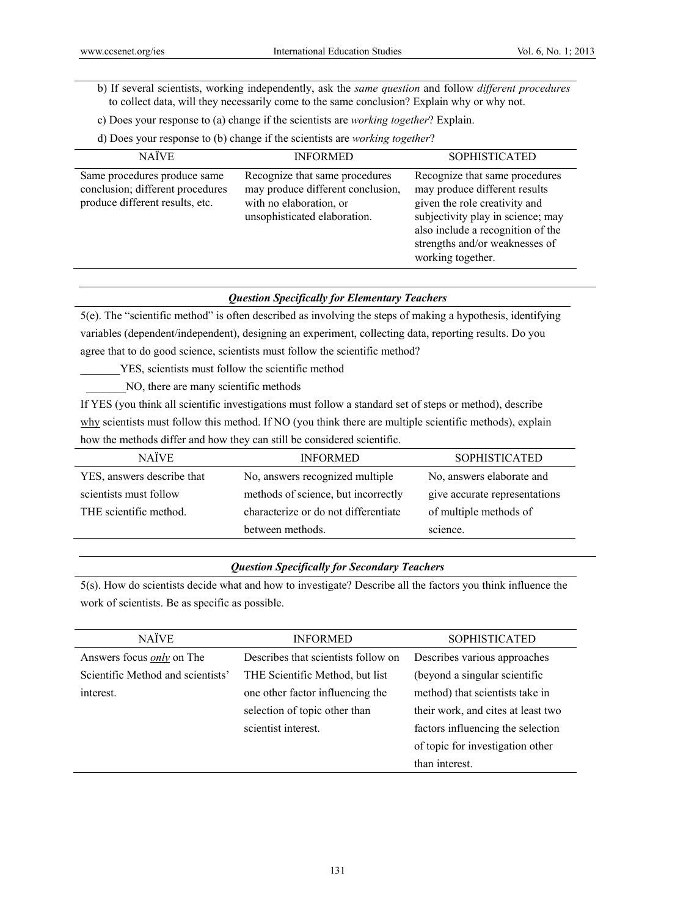b) If several scientists, working independently, ask the *same question* and follow *different procedures* to collect data, will they necessarily come to the same conclusion? Explain why or why not.

c) Does your response to (a) change if the scientists are *working together*? Explain.

d) Does your response to (b) change if the scientists are *working together*?

| NAÏVE | INFORMED | SOPHISTICATED |
|---|---|---|
| Same procedures produce same conclusion; different procedures produce different results, etc. | Recognize that same procedures may produce different conclusion, with no elaboration, or unsophisticated elaboration. | Recognize that same procedures may produce different results given the role creativity and subjectivity play in science; may also include a recognition of the strengths and/or weaknesses of working together. |

***Question Specifically for Elementary Teachers***

5(e). The "scientific method" is often described as involving the steps of making a hypothesis, identifying variables (dependent/independent), designing an experiment, collecting data, reporting results. Do you agree that to do good science, scientists must follow the scientific method?

_______YES, scientists must follow the scientific method

_______NO, there are many scientific methods

If YES (you think all scientific investigations must follow a standard set of steps or method), describe why scientists must follow this method. If NO (you think there are multiple scientific methods), explain how the methods differ and how they can still be considered scientific.

| NAÏVE | INFORMED | SOPHISTICATED |
|---|---|---|
| YES, answers describe that scientists must follow THE scientific method. | No, answers recognized multiple methods of science, but incorrectly characterize or do not differentiate between methods. | No, answers elaborate and give accurate representations of multiple methods of science. |

***Question Specifically for Secondary Teachers***

5(s). How do scientists decide what and how to investigate? Describe all the factors you think influence the work of scientists. Be as specific as possible.

| NAÏVE | INFORMED | SOPHISTICATED |
|---|---|---|
| Answers focus ***only*** on The Scientific Method and scientists' interest. | Describes that scientists follow on THE Scientific Method, but list one other factor influencing the selection of topic other than scientist interest. | Describes various approaches (beyond a singular scientific method) that scientists take in their work, and cites at least two factors influencing the selection of topic for investigation other than interest. |